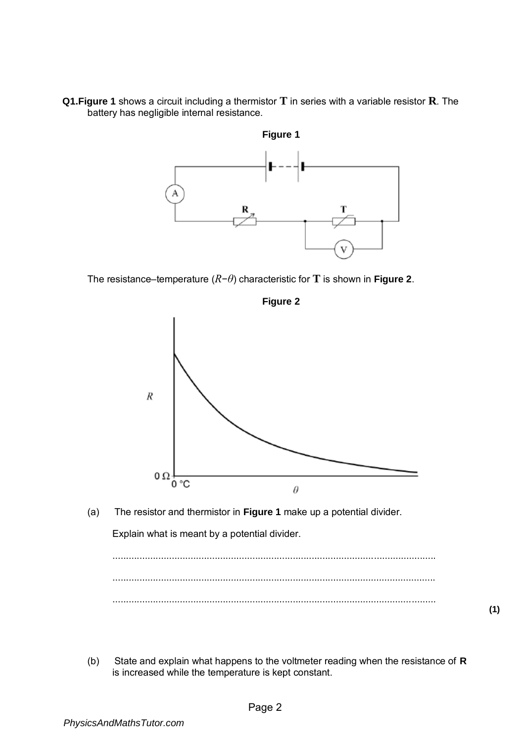**Q1.Figure 1** shows a circuit including a thermistor **T** in series with a variable resistor **R**. The battery has negligible internal resistance.

**Figure 1**

The resistance–temperature ($R$−$\theta$) characteristic for **T** is shown in **Figure 2**.

**Figure 2**

(a) The resistor and thermistor in **Figure 1** make up a potential divider.

Explain what is meant by a potential divider.

........................................................................................................................

........................................................................................................................

........................................................................................................................

**(1)**

(b) State and explain what happens to the voltmeter reading when the resistance of **R** is increased while the temperature is kept constant.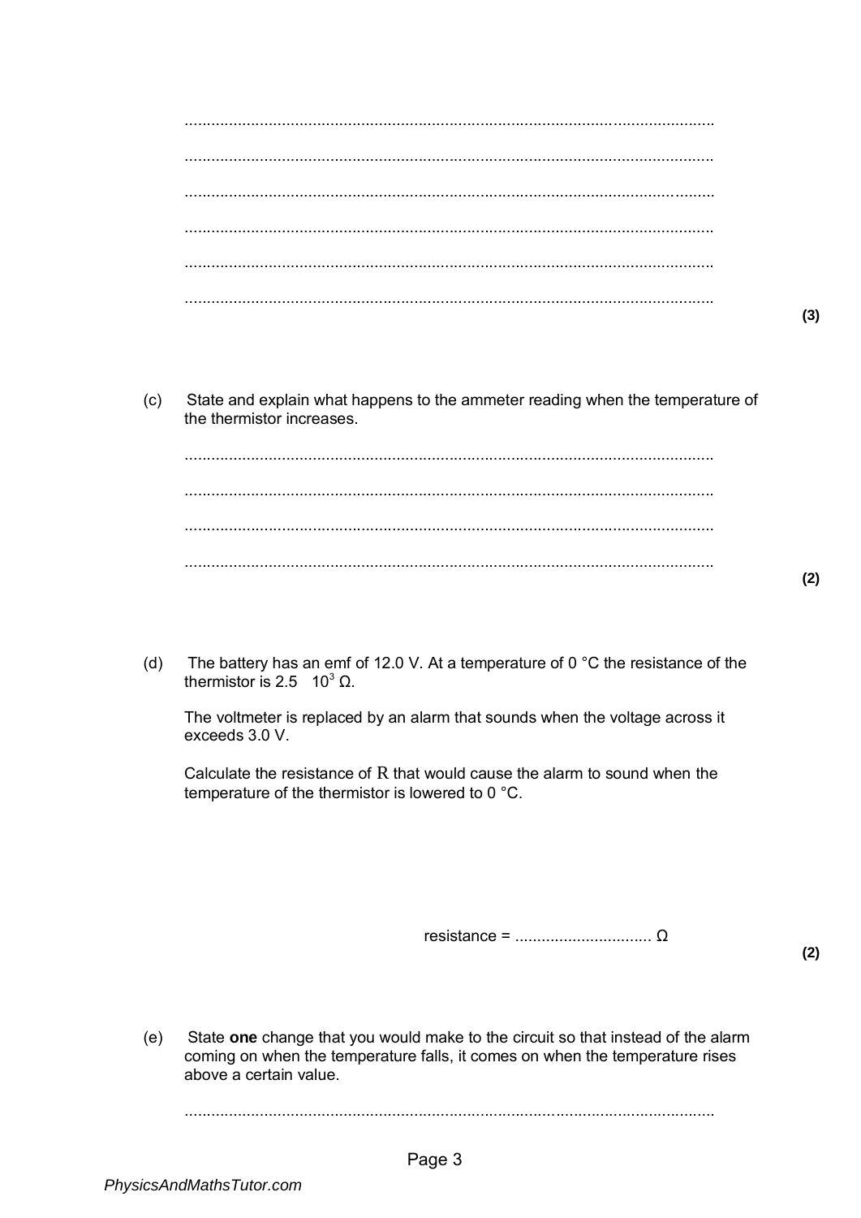......................................................................................................................

......................................................................................................................

......................................................................................................................

......................................................................................................................

......................................................................................................................

......................................................................................................................

**(3)**

(c) State and explain what happens to the ammeter reading when the temperature of the thermistor increases.

......................................................................................................................

......................................................................................................................

......................................................................................................................

......................................................................................................................

**(2)**

(d) The battery has an emf of 12.0 V. At a temperature of 0 °C the resistance of the thermistor is $2.5 \times 10^3$ Ω.

The voltmeter is replaced by an alarm that sounds when the voltage across it exceeds 3.0 V.

Calculate the resistance of R that would cause the alarm to sound when the temperature of the thermistor is lowered to 0 °C.

resistance = ............................... Ω

**(2)**

(e) State **one** change that you would make to the circuit so that instead of the alarm coming on when the temperature falls, it comes on when the temperature rises above a certain value.

......................................................................................................................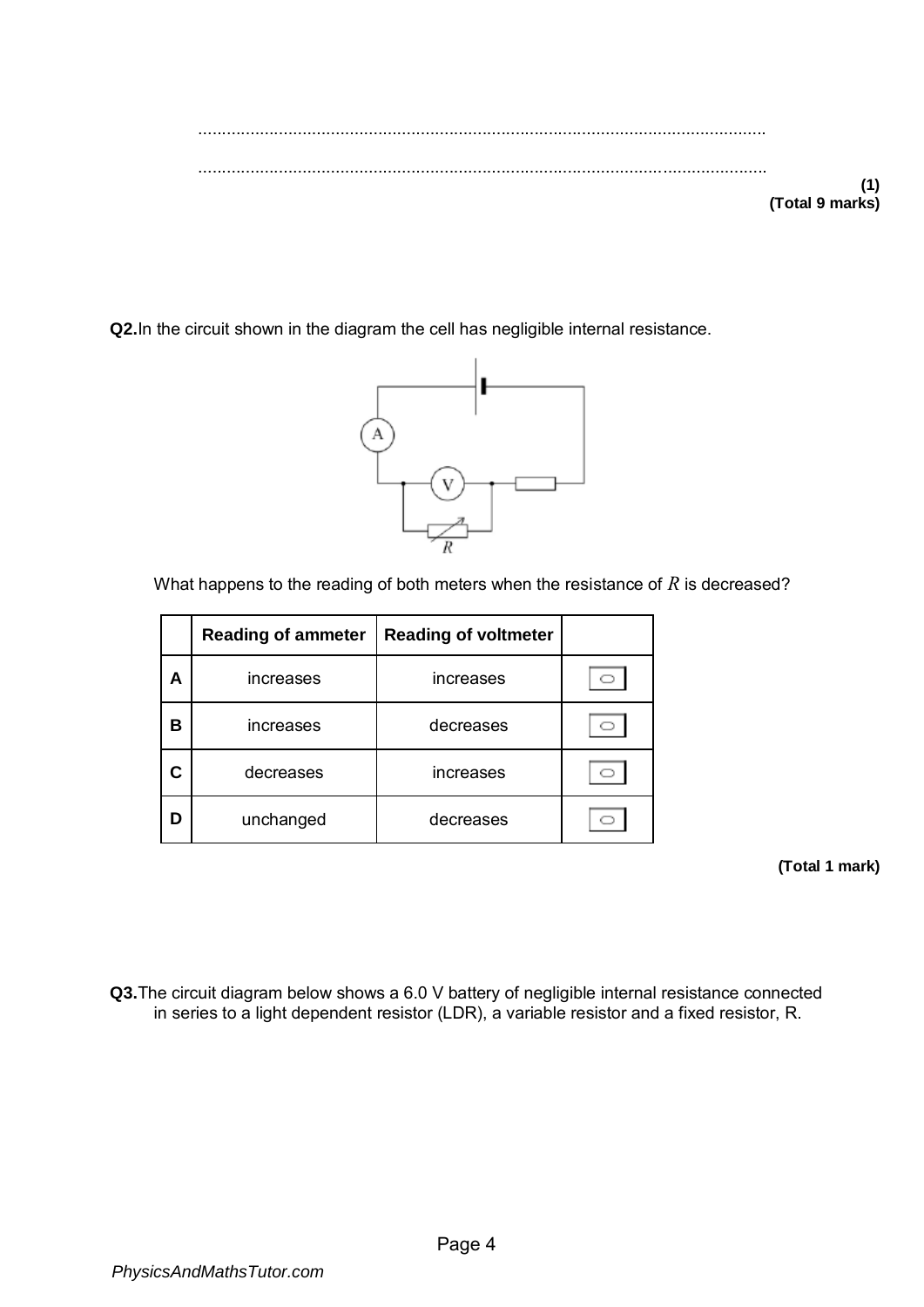........................................................................................................................

........................................................................................................................

**(1)**
**(Total 9 marks)**

**Q2.** In the circuit shown in the diagram the cell has negligible internal resistance.

What happens to the reading of both meters when the resistance of $R$ is decreased?

| | Reading of ammeter | Reading of voltmeter | |
|---|---|---|---|
| **A** | increases | increases | ☐ |
| **B** | increases | decreases | ☐ |
| **C** | decreases | increases | ☐ |
| **D** | unchanged | decreases | ☐ |

**(Total 1 mark)**

**Q3.** The circuit diagram below shows a 6.0 V battery of negligible internal resistance connected in series to a light dependent resistor (LDR), a variable resistor and a fixed resistor, R.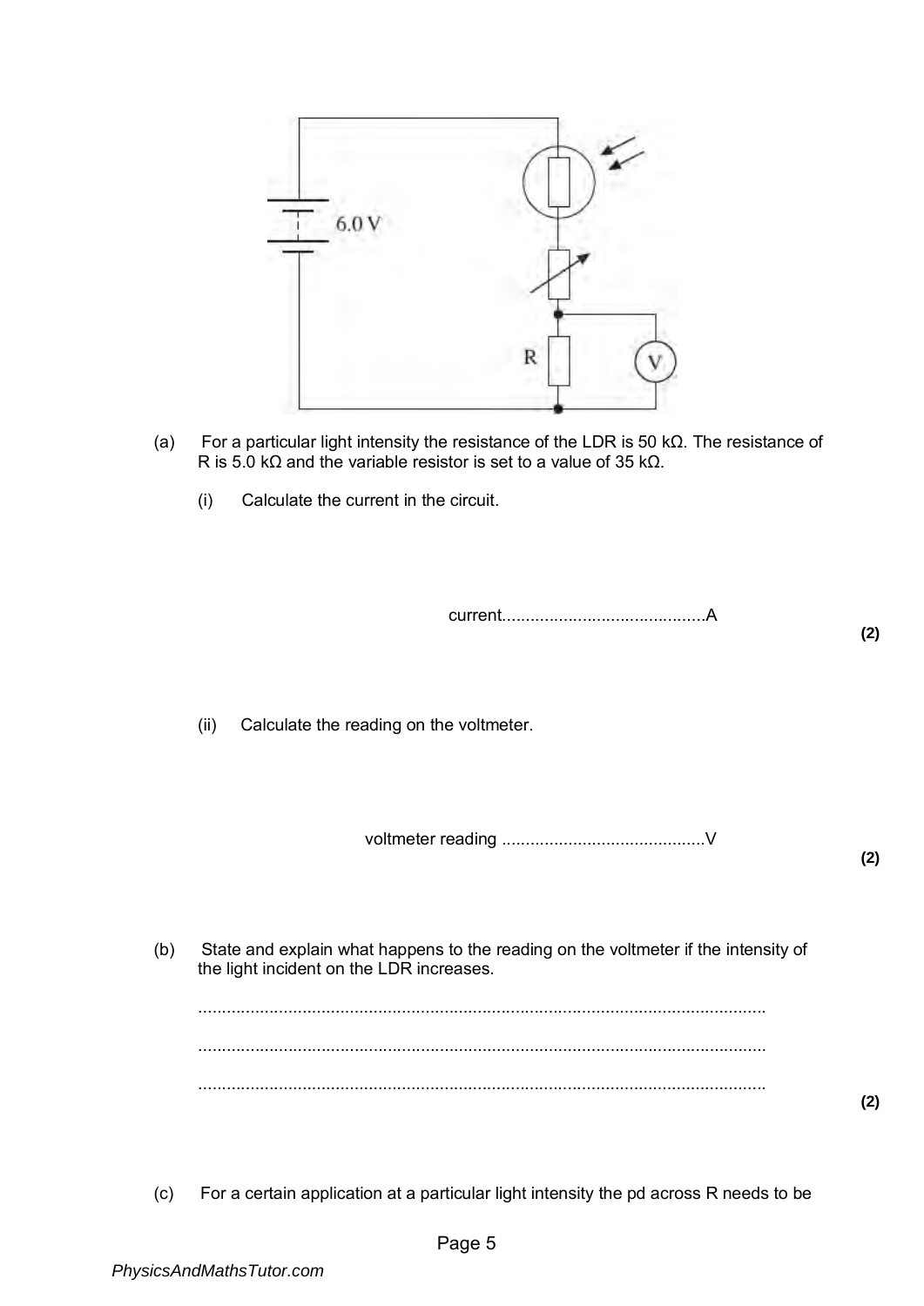(a) For a particular light intensity the resistance of the LDR is 50 kΩ. The resistance of R is 5.0 kΩ and the variable resistor is set to a value of 35 kΩ.

(i) Calculate the current in the circuit.

current..........................................A

**(2)**

(ii) Calculate the reading on the voltmeter.

voltmeter reading ..........................................V

**(2)**

(b) State and explain what happens to the reading on the voltmeter if the intensity of the light incident on the LDR increases.

.......................................................................................................................

.......................................................................................................................

.......................................................................................................................

**(2)**

(c) For a certain application at a particular light intensity the pd across R needs to be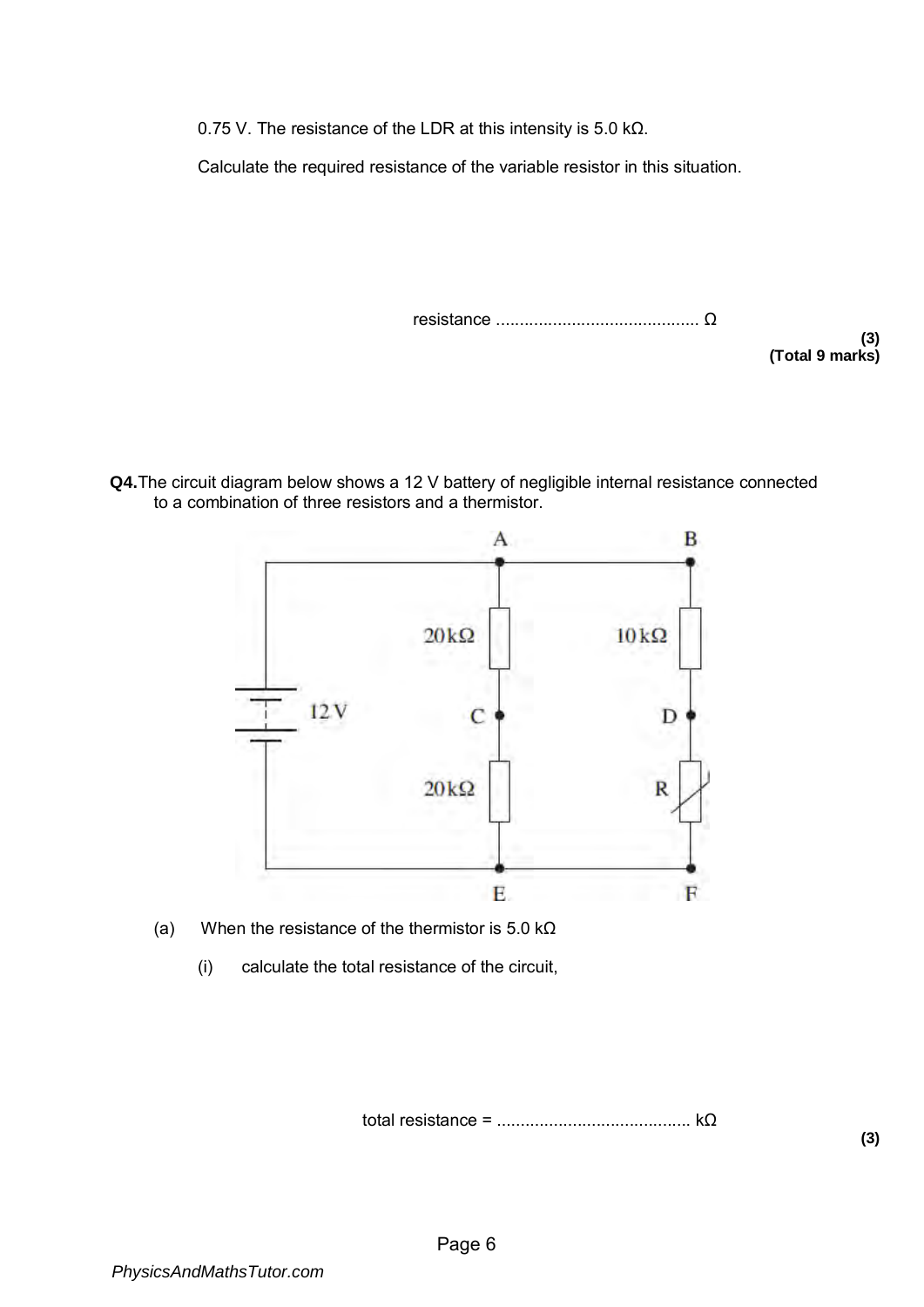0.75 V. The resistance of the LDR at this intensity is 5.0 kΩ.

Calculate the required resistance of the variable resistor in this situation.

resistance ........................................... Ω

**(3)**
**(Total 9 marks)**

**Q4.** The circuit diagram below shows a 12 V battery of negligible internal resistance connected to a combination of three resistors and a thermistor.

(a) When the resistance of the thermistor is 5.0 kΩ

(i) calculate the total resistance of the circuit,

total resistance = ........................................ kΩ

**(3)**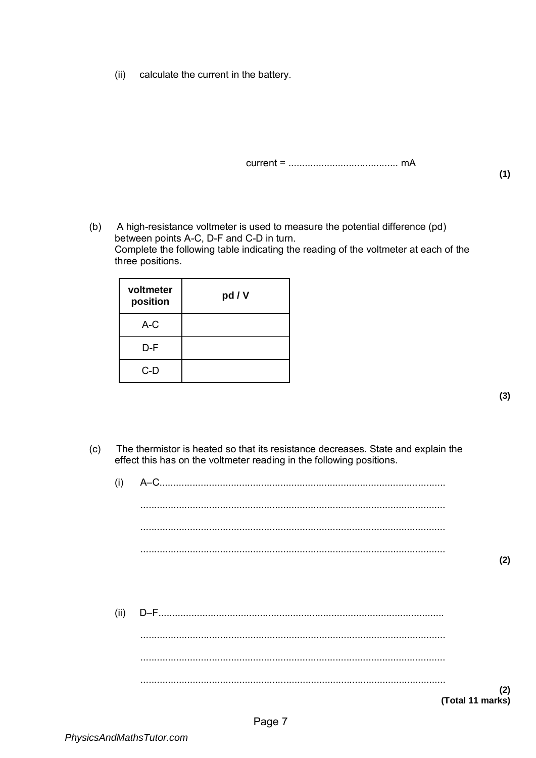(ii) calculate the current in the battery.

current = ........................................ mA

**(1)**

(b) A high-resistance voltmeter is used to measure the potential difference (pd) between points A-C, D-F and C-D in turn.
Complete the following table indicating the reading of the voltmeter at each of the three positions.

| voltmeter position | pd / V |
|---|---|
| A-C | |
| D-F | |
| C-D | |

**(3)**

(c) The thermistor is heated so that its resistance decreases. State and explain the effect this has on the voltmeter reading in the following positions.

(i) A–C........................................................................................................

...............................................................................................................

...............................................................................................................

...............................................................................................................

**(2)**

(ii) D–F........................................................................................................

...............................................................................................................

...............................................................................................................

...............................................................................................................

**(2)**
**(Total 11 marks)**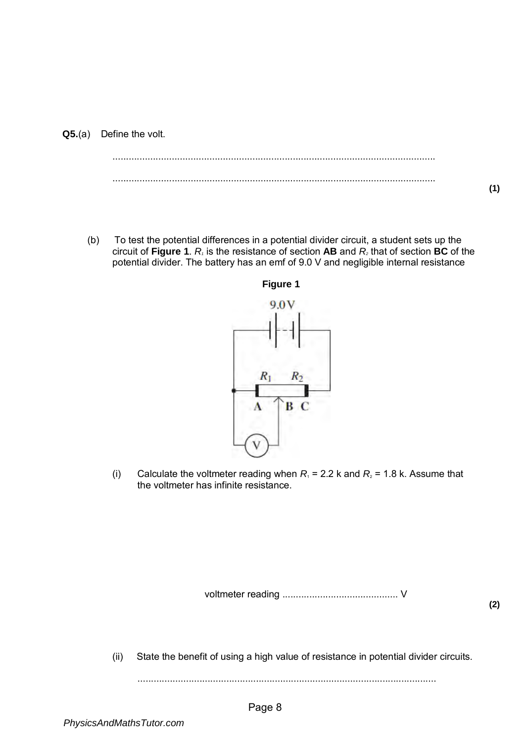**Q5.**(a) Define the volt.

.......................................................................................................................

.......................................................................................................................

**(1)**

(b) To test the potential differences in a potential divider circuit, a student sets up the circuit of **Figure 1**. $R_1$ is the resistance of section **AB** and $R_2$ that of section **BC** of the potential divider. The battery has an emf of 9.0 V and negligible internal resistance

**Figure 1**

(i) Calculate the voltmeter reading when $R_1$ = 2.2 k and $R_2$ = 1.8 k. Assume that the voltmeter has infinite resistance.

voltmeter reading ........................................... V

**(2)**

(ii) State the benefit of using a high value of resistance in potential divider circuits.

..............................................................................................................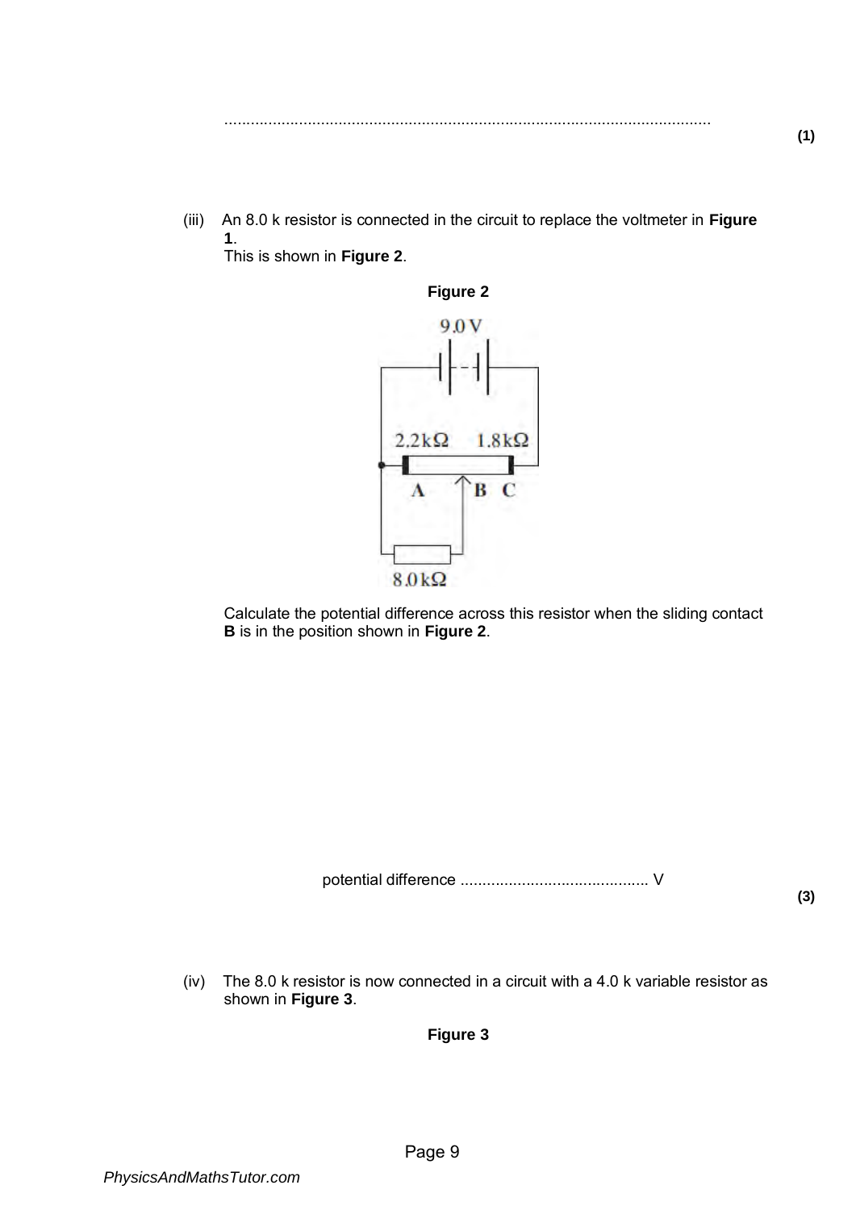..............................................................................................................

**(1)**

(iii) An 8.0 k resistor is connected in the circuit to replace the voltmeter in **Figure 1**.
This is shown in **Figure 2**.

**Figure 2**

Calculate the potential difference across this resistor when the sliding contact **B** is in the position shown in **Figure 2**.

potential difference ........................................... V

**(3)**

(iv) The 8.0 k resistor is now connected in a circuit with a 4.0 k variable resistor as shown in **Figure 3**.

**Figure 3**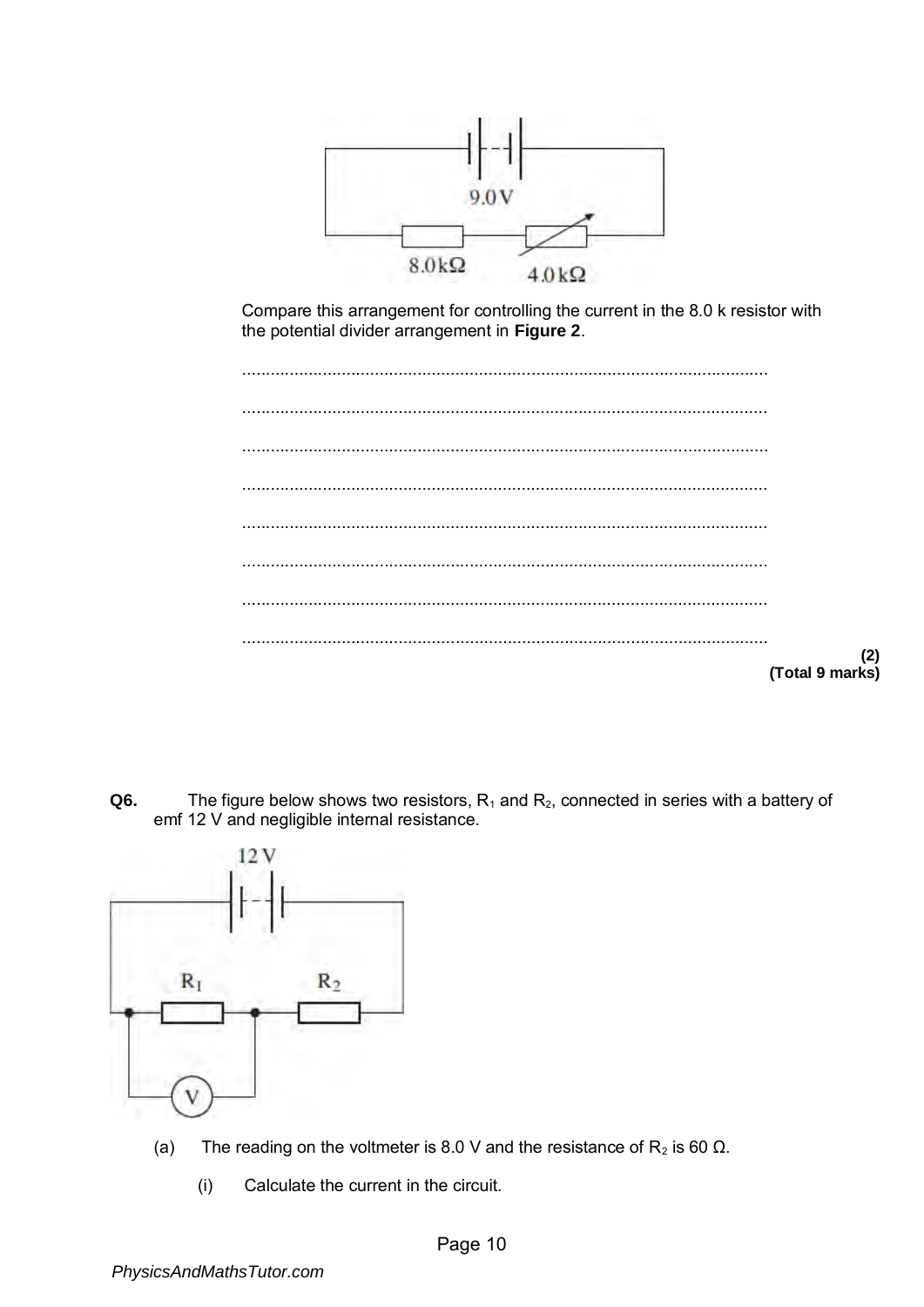Compare this arrangement for controlling the current in the 8.0 k resistor with the potential divider arrangement in **Figure 2**.

..............................................................................................................

..............................................................................................................

..............................................................................................................

..............................................................................................................

..............................................................................................................

..............................................................................................................

..............................................................................................................

..............................................................................................................

**(2)**
**(Total 9 marks)**

**Q6.** The figure below shows two resistors, $R_1$ and $R_2$, connected in series with a battery of emf 12 V and negligible internal resistance.

(a) The reading on the voltmeter is 8.0 V and the resistance of $R_2$ is 60 Ω.

(i) Calculate the current in the circuit.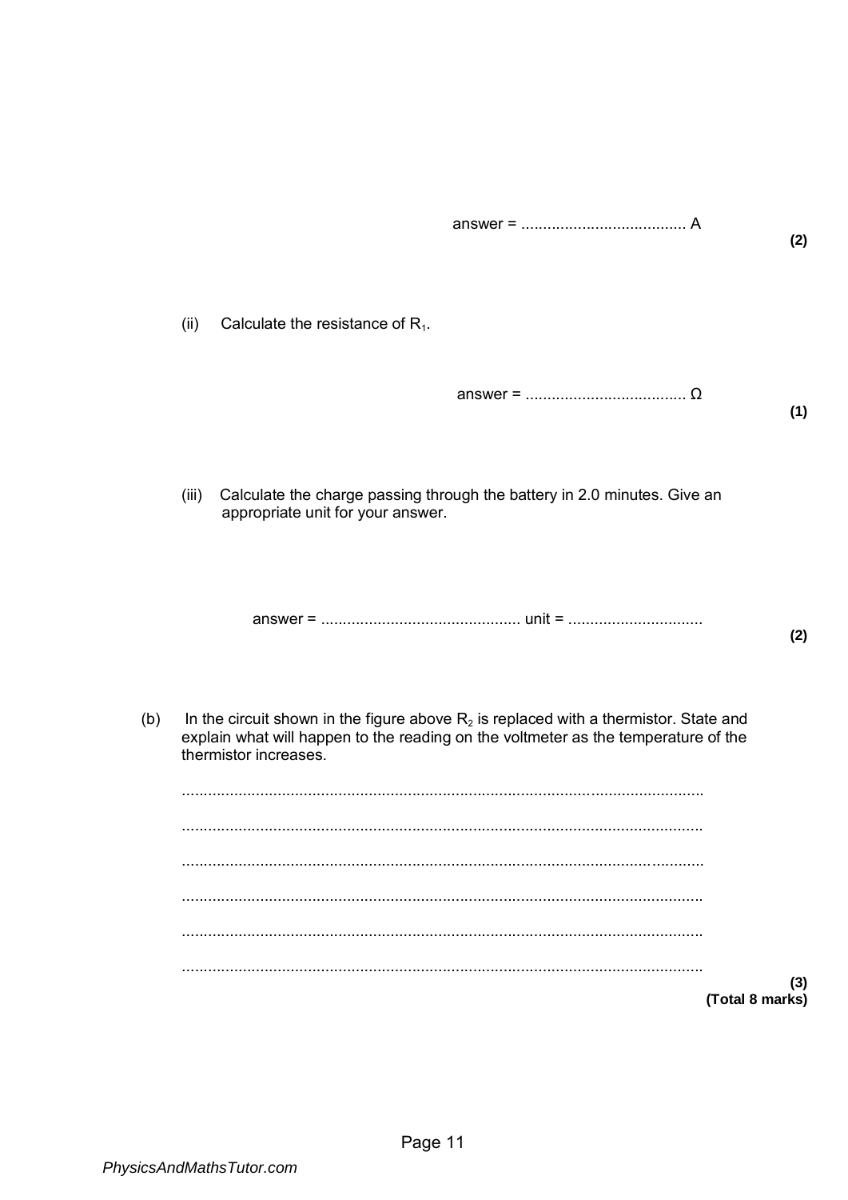answer = ...................................... A

**(2)**

(ii) Calculate the resistance of $R_1$.

answer = ..................................... Ω

**(1)**

(iii) Calculate the charge passing through the battery in 2.0 minutes. Give an appropriate unit for your answer.

answer = .............................................. unit = ...............................

**(2)**

(b) In the circuit shown in the figure above $R_2$ is replaced with a thermistor. State and explain what will happen to the reading on the voltmeter as the temperature of the thermistor increases.

........................................................................................................................

........................................................................................................................

........................................................................................................................

........................................................................................................................

........................................................................................................................

........................................................................................................................

**(3)**
**(Total 8 marks)**